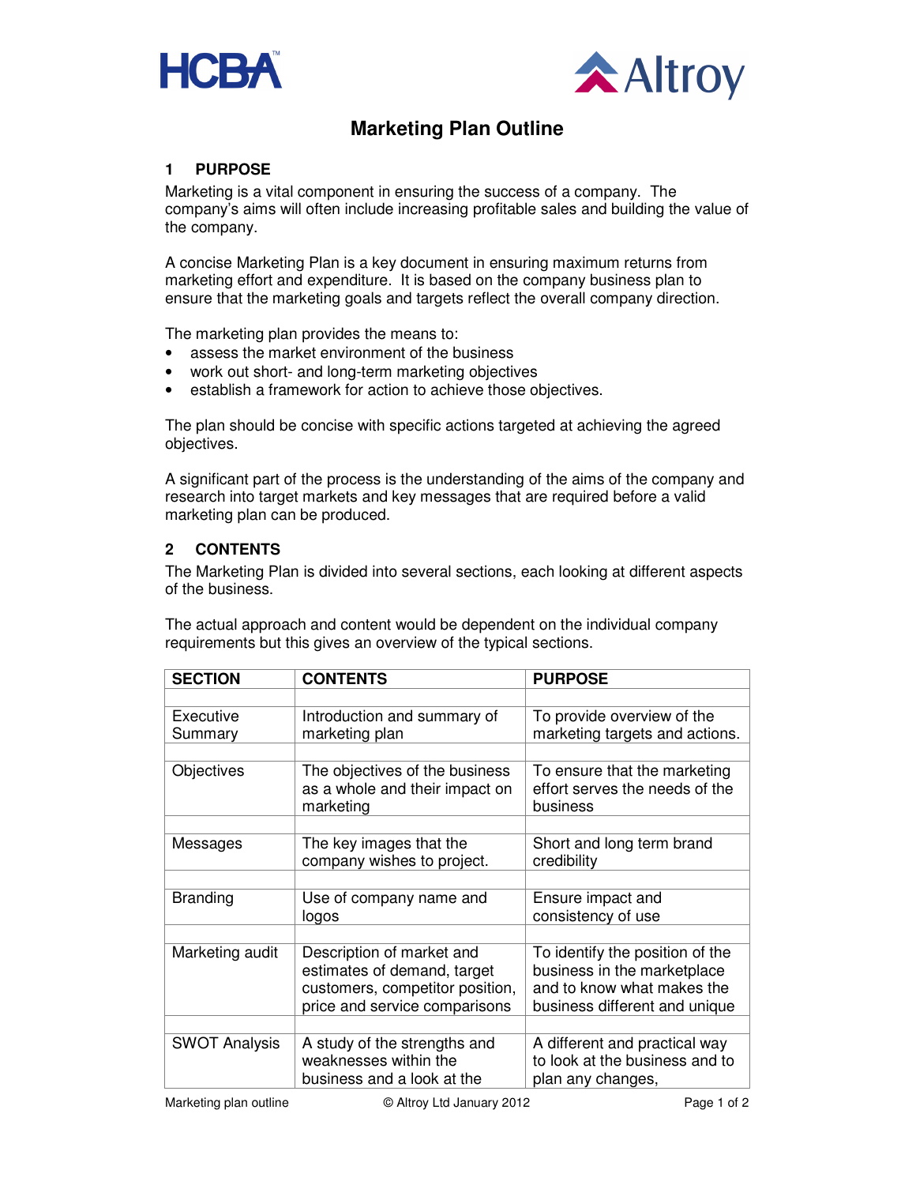HCBA™ Altroy

# Marketing Plan Outline

## 1 PURPOSE

Marketing is a vital component in ensuring the success of a company. The company's aims will often include increasing profitable sales and building the value of the company.

A concise Marketing Plan is a key document in ensuring maximum returns from marketing effort and expenditure. It is based on the company business plan to ensure that the marketing goals and targets reflect the overall company direction.

The marketing plan provides the means to:

- assess the market environment of the business
- work out short- and long-term marketing objectives
- establish a framework for action to achieve those objectives.

The plan should be concise with specific actions targeted at achieving the agreed objectives.

A significant part of the process is the understanding of the aims of the company and research into target markets and key messages that are required before a valid marketing plan can be produced.

## 2 CONTENTS

The Marketing Plan is divided into several sections, each looking at different aspects of the business.

The actual approach and content would be dependent on the individual company requirements but this gives an overview of the typical sections.

| SECTION | CONTENTS | PURPOSE |
|---|---|---|
| Executive Summary | Introduction and summary of marketing plan | To provide overview of the marketing targets and actions. |
| Objectives | The objectives of the business as a whole and their impact on marketing | To ensure that the marketing effort serves the needs of the business |
| Messages | The key images that the company wishes to project. | Short and long term brand credibility |
| Branding | Use of company name and logos | Ensure impact and consistency of use |
| Marketing audit | Description of market and estimates of demand, target customers, competitor position, price and service comparisons | To identify the position of the business in the marketplace and to know what makes the business different and unique |
| SWOT Analysis | A study of the strengths and weaknesses within the business and a look at the | A different and practical way to look at the business and to plan any changes, |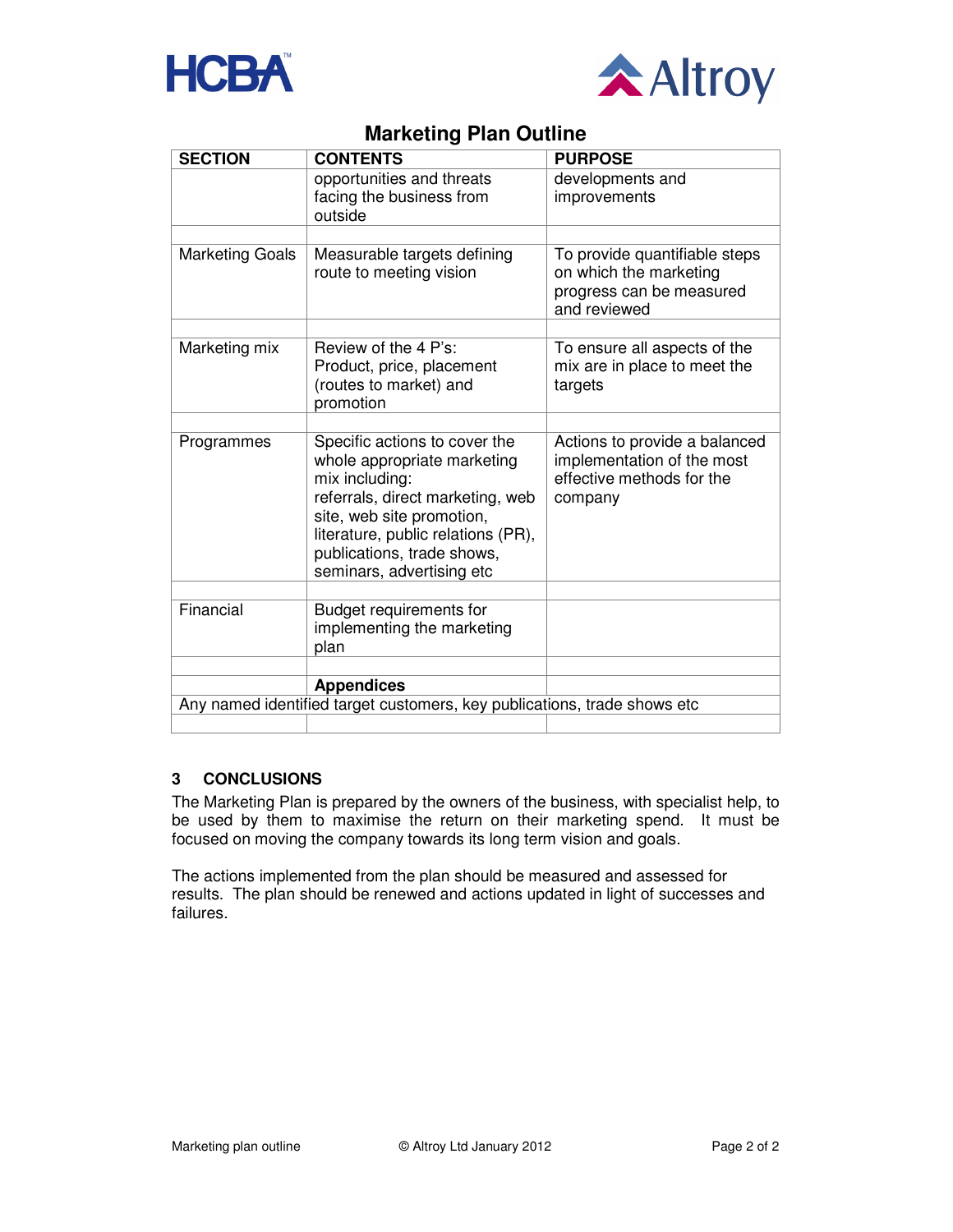## Marketing Plan Outline

| SECTION | CONTENTS | PURPOSE |
|---|---|---|
| | opportunities and threats facing the business from outside | developments and improvements |
| | | |
| Marketing Goals | Measurable targets defining route to meeting vision | To provide quantifiable steps on which the marketing progress can be measured and reviewed |
| | | |
| Marketing mix | Review of the 4 P's: Product, price, placement (routes to market) and promotion | To ensure all aspects of the mix are in place to meet the targets |
| | | |
| Programmes | Specific actions to cover the whole appropriate marketing mix including: referrals, direct marketing, web site, web site promotion, literature, public relations (PR), publications, trade shows, seminars, advertising etc | Actions to provide a balanced implementation of the most effective methods for the company |
| | | |
| Financial | Budget requirements for implementing the marketing plan | |
| | | |
| | **Appendices** | |
| Any named identified target customers, key publications, trade shows etc | | |
| | | |

### 3 CONCLUSIONS

The Marketing Plan is prepared by the owners of the business, with specialist help, to be used by them to maximise the return on their marketing spend. It must be focused on moving the company towards its long term vision and goals.

The actions implemented from the plan should be measured and assessed for results. The plan should be renewed and actions updated in light of successes and failures.